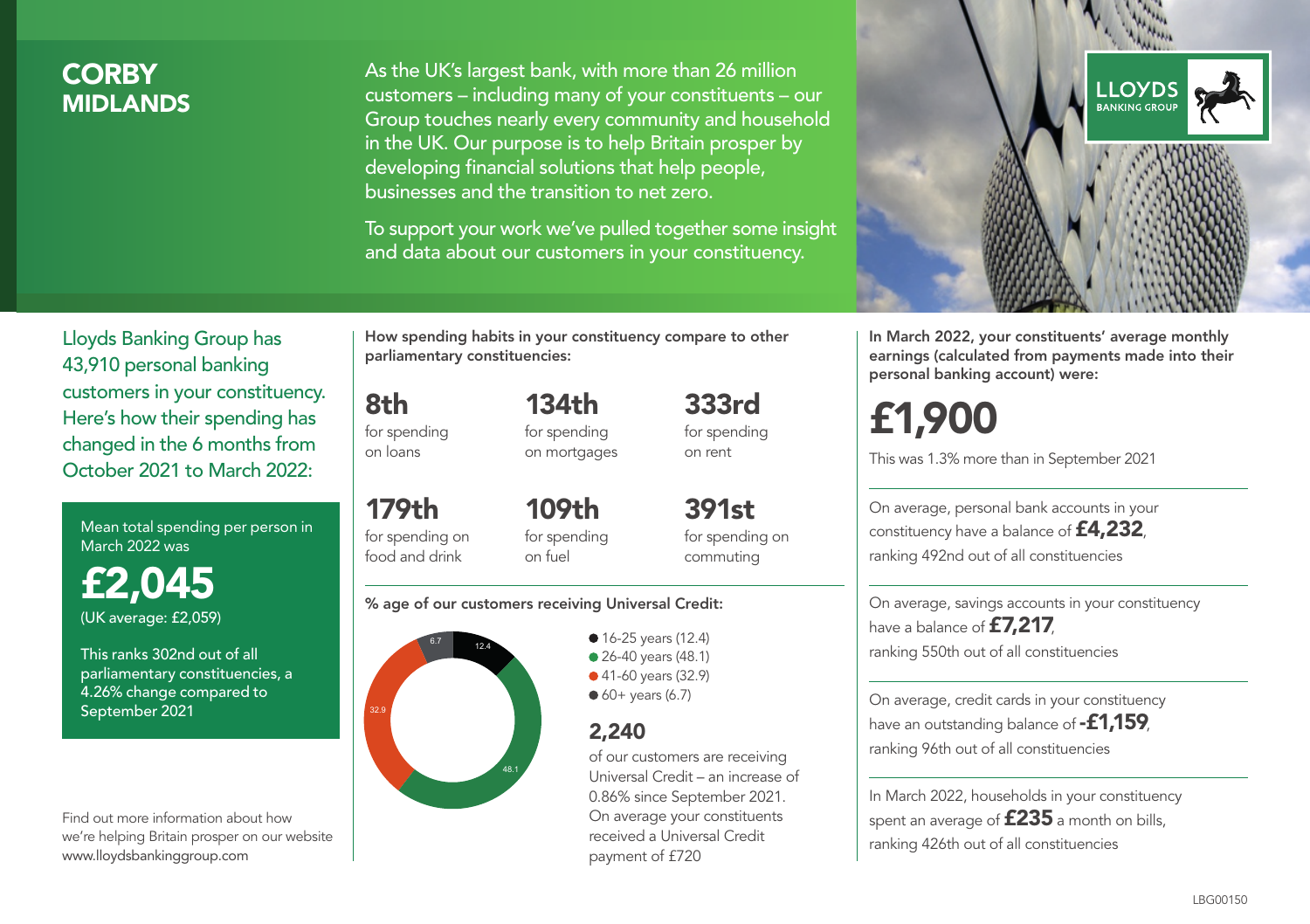# CORBY
## MIDLANDS

As the UK's largest bank, with more than 26 million customers – including many of your constituents – our Group touches nearly every community and household in the UK. Our purpose is to help Britain prosper by developing financial solutions that help people, businesses and the transition to net zero.

To support your work we've pulled together some insight and data about our customers in your constituency.

Lloyds Banking Group has 43,910 personal banking customers in your constituency. Here's how their spending has changed in the 6 months from October 2021 to March 2022:

Mean total spending per person in March 2022 was

**£2,045**
(UK average: £2,059)

This ranks 302nd out of all parliamentary constituencies, a 4.26% change compared to September 2021

**How spending habits in your constituency compare to other parliamentary constituencies:**

- **8th** for spending on loans
- **134th** for spending on mortgages
- **333rd** for spending on rent
- **179th** for spending on food and drink
- **109th** for spending on fuel
- **391st** for spending on commuting

**% age of our customers receiving Universal Credit:**

- 16-25 years (12.4)
- 26-40 years (48.1)
- 41-60 years (32.9)
- 60+ years (6.7)

**2,240** of our customers are receiving Universal Credit – an increase of 0.86% since September 2021. On average your constituents received a Universal Credit payment of £720

**In March 2022, your constituents' average monthly earnings (calculated from payments made into their personal banking account) were:**

**£1,900**

This was 1.3% more than in September 2021

On average, personal bank accounts in your constituency have a balance of **£4,232**, ranking 492nd out of all constituencies

On average, savings accounts in your constituency have a balance of **£7,217**, ranking 550th out of all constituencies

On average, credit cards in your constituency have an outstanding balance of **-£1,159**, ranking 96th out of all constituencies

In March 2022, households in your constituency spent an average of **£235** a month on bills, ranking 426th out of all constituencies

Find out more information about how we're helping Britain prosper on our website www.lloydsbankinggroup.com

LBG00150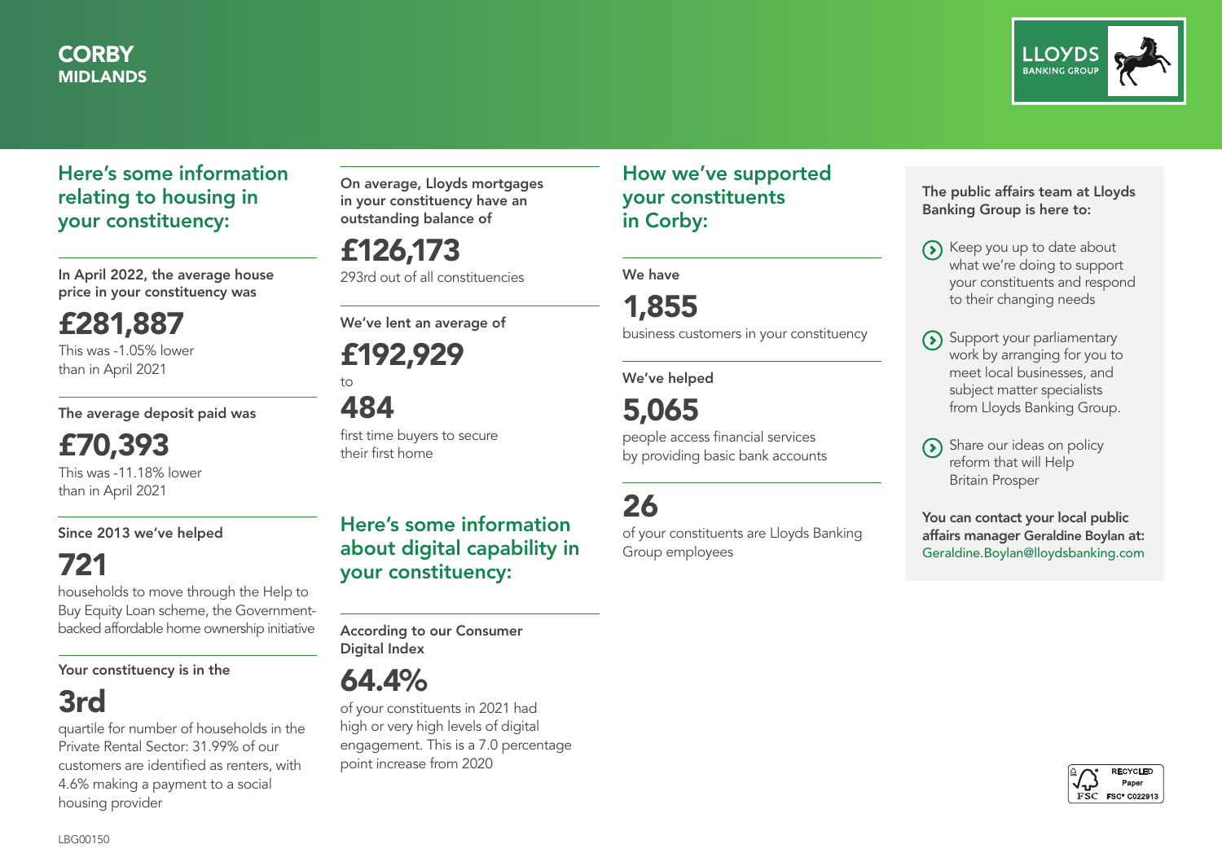# CORBY
## MIDLANDS

LLOYDS BANKING GROUP

## Here's some information relating to housing in your constituency:

In April 2022, the average house price in your constituency was

**£281,887**

This was -1.05% lower than in April 2021

The average deposit paid was

**£70,393**

This was -11.18% lower than in April 2021

Since 2013 we've helped

**721**

households to move through the Help to Buy Equity Loan scheme, the Government-backed affordable home ownership initiative

Your constituency is in the

**3rd**

quartile for number of households in the Private Rental Sector: 31.99% of our customers are identified as renters, with 4.6% making a payment to a social housing provider

On average, Lloyds mortgages in your constituency have an outstanding balance of

**£126,173**

293rd out of all constituencies

We've lent an average of

**£192,929**

to

**484**

first time buyers to secure their first home

## Here's some information about digital capability in your constituency:

According to our Consumer Digital Index

**64.4%**

of your constituents in 2021 had high or very high levels of digital engagement. This is a 7.0 percentage point increase from 2020

## How we've supported your constituents in Corby:

We have

**1,855**

business customers in your constituency

We've helped

**5,065**

people access financial services by providing basic bank accounts

**26**

of your constituents are Lloyds Banking Group employees

**The public affairs team at Lloyds Banking Group is here to:**

- Keep you up to date about what we're doing to support your constituents and respond to their changing needs
- Support your parliamentary work by arranging for you to meet local businesses, and subject matter specialists from Lloyds Banking Group.
- Share our ideas on policy reform that will Help Britain Prosper

**You can contact your local public affairs manager Geraldine Boylan at:**
Geraldine.Boylan@lloydsbanking.com

RECYCLED Paper FSC FSC® C022913

LBG00150